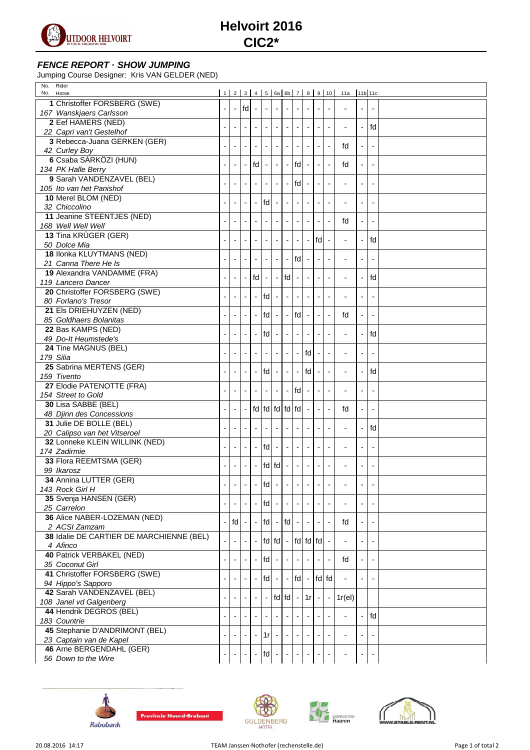# Helvoirt 2016
## CIC2*

### *FENCE REPORT · SHOW JUMPING*

Jumping Course Designer: Kris VAN GELDER (NED)

| No. Rider / No. Horse | 1 | 2 | 3 | 4 | 5 | 6a | 6b | 7 | 8 | 9 | 10 | 11a | 11b | 11c |
|---|---|---|---|---|---|---|---|---|---|---|---|---|---|---|
| **1** Christoffer FORSBERG (SWE) / *167 Wanskjaers Carlsson* | - | - | fd | - | - | - | - | - | - | - | - | - | - | - |
| **2** Eef HAMERS (NED) / *22 Capri van't Gestelhof* | - | - | - | - | - | - | - | - | - | - | - | - | - | fd |
| **3** Rebecca-Juana GERKEN (GER) / *42 Curley Boy* | - | - | - | - | - | - | - | - | - | - | - | fd | - | - |
| **6** Csaba SÁRKÖZI (HUN) / *134 PK Halle Berry* | - | - | - | fd | - | - | - | fd | - | - | - | fd | - | - |
| **9** Sarah VANDENZAVEL (BEL) / *105 Ito van het Panishof* | - | - | - | - | - | - | - | fd | - | - | - | - | - | - |
| **10** Merel BLOM (NED) / *32 Chiccolino* | - | - | - | - | fd | - | - | - | - | - | - | - | - | - |
| **11** Jeanine STEENTJES (NED) / *168 Well Well Well* | - | - | - | - | - | - | - | - | - | - | - | fd | - | - |
| **13** Tina KRÜGER (GER) / *50 Dolce Mia* | - | - | - | - | - | - | - | - | - | fd | - | - | - | fd |
| **18** Ilonka KLUYTMANS (NED) / *21 Canna There He Is* | - | - | - | - | - | - | - | fd | - | - | - | - | - | - |
| **19** Alexandra VANDAMME (FRA) / *119 Lancero Dancer* | - | - | - | fd | - | - | fd | - | - | - | - | - | - | fd |
| **20** Christoffer FORSBERG (SWE) / *80 Forlano's Tresor* | - | - | - | - | fd | - | - | - | - | - | - | - | - | - |
| **21** Els DRIEHUYZEN (NED) / *85 Goldhaers Bolanitas* | - | - | - | - | fd | - | - | fd | - | - | - | fd | - | - |
| **22** Bas KAMPS (NED) / *49 Do-It Heumstede's* | - | - | - | - | fd | - | - | - | - | - | - | - | - | fd |
| **24** Tine MAGNUS (BEL) / *179 Silia* | - | - | - | - | - | - | - | - | fd | - | - | - | - | - |
| **25** Sabrina MERTENS (GER) / *159 Tivento* | - | - | - | - | fd | - | - | - | fd | - | - | - | - | fd |
| **27** Elodie PATENOTTE (FRA) / *154 Street to Gold* | - | - | - | - | - | - | - | fd | - | - | - | - | - | - |
| **30** Lisa SABBE (BEL) / *48 Djinn des Concessions* | - | - | - | fd | fd | fd | fd | fd | - | - | - | fd | - | - |
| **31** Julie DE BOLLE (BEL) / *20 Calipso van het Vitseroel* | - | - | - | - | - | - | - | - | - | - | - | - | - | fd |
| **32** Lonneke KLEIN WILLINK (NED) / *174 Zadirmie* | - | - | - | - | fd | - | - | - | - | - | - | - | - | - |
| **33** Flora REEMTSMA (GER) / *99 Ikarosz* | - | - | - | - | fd | fd | - | - | - | - | - | - | - | - |
| **34** Annina LUTTER (GER) / *143 Rock Girl H* | - | - | - | - | fd | - | - | - | - | - | - | - | - | - |
| **35** Svenja HANSEN (GER) / *25 Carrelon* | - | - | - | - | fd | - | - | - | - | - | - | - | - | - |
| **36** Alice NABER-LOZEMAN (NED) / *2 ACSI Zamzam* | - | fd | - | - | fd | - | fd | - | - | - | - | fd | - | - |
| **38** Idalie DE CARTIER DE MARCHIENNE (BEL) / *4 Afinco* | - | - | - | - | fd | fd | - | fd | fd | fd | - | - | - | - |
| **40** Patrick VERBAKEL (NED) / *35 Coconut Girl* | - | - | - | - | fd | - | - | - | - | - | - | fd | - | - |
| **41** Christoffer FORSBERG (SWE) / *94 Hippo's Sapporo* | - | - | - | - | fd | - | - | fd | - | fd | fd | - | - | - |
| **42** Sarah VANDENZAVEL (BEL) / *108 Janel vd Galgenberg* | - | - | - | - | - | fd | fd | - | 1r | - | - | 1r(el) | | |
| **44** Hendrik DEGROS (BEL) / *183 Countrie* | - | - | - | - | - | - | - | - | - | - | - | - | - | fd |
| **45** Stephanie D'ANDRIMONT (BEL) / *23 Captain van de Kapel* | - | - | - | - | 1r | - | - | - | - | - | - | - | - | - |
| **46** Arne BERGENDAHL (GER) / *56 Down to the Wire* | - | - | - | - | fd | - | - | - | - | - | - | - | - | - |

20.08.2016 14:17 — TEAM Janssen·Nothofer (rechenstelle.de)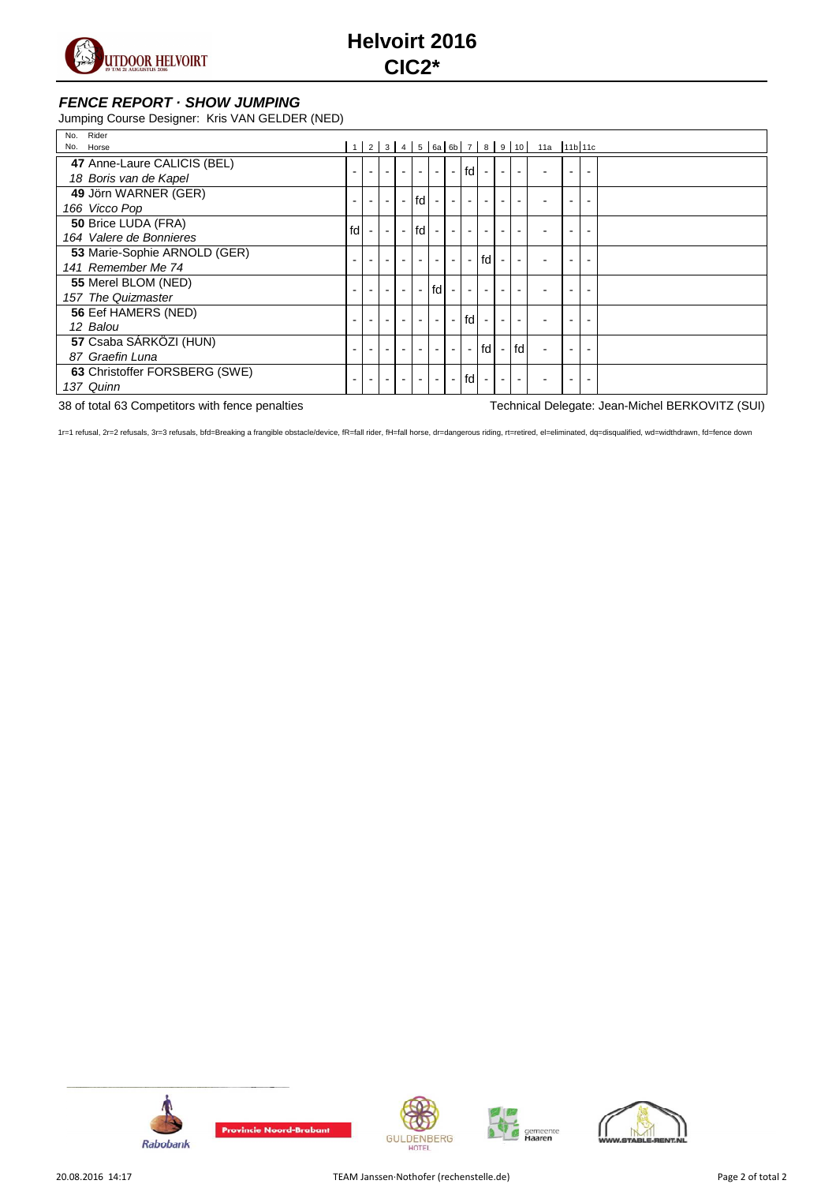# Helvoirt 2016
## CIC2*

### ***FENCE REPORT · SHOW JUMPING***

Jumping Course Designer: Kris VAN GELDER (NED)

| No. Rider / No. Horse | 1 | 2 | 3 | 4 | 5 | 6a | 6b | 7 | 8 | 9 | 10 | 11a | 11b | 11c |
|---|---|---|---|---|---|---|---|---|---|---|---|---|---|---|
| **47** Anne-Laure CALICIS (BEL) / *18 Boris van de Kapel* | - | - | - | - | - | - | - | fd | - | - | - | - | - | - |
| **49** Jörn WARNER (GER) / *166 Vicco Pop* | - | - | - | - | fd | - | - | - | - | - | - | - | - | - |
| **50** Brice LUDA (FRA) / *164 Valere de Bonnieres* | fd | - | - | - | fd | - | - | - | - | - | - | - | - | - |
| **53** Marie-Sophie ARNOLD (GER) / *141 Remember Me 74* | - | - | - | - | - | - | - | - | fd | - | - | - | - | - |
| **55** Merel BLOM (NED) / *157 The Quizmaster* | - | - | - | - | - | fd | - | - | - | - | - | - | - | - |
| **56** Eef HAMERS (NED) / *12 Balou* | - | - | - | - | - | - | - | fd | - | - | - | - | - | - |
| **57** Csaba SÁRKÖZI (HUN) / *87 Graefin Luna* | - | - | - | - | - | - | - | - | fd | - | fd | - | - | - |
| **63** Christoffer FORSBERG (SWE) / *137 Quinn* | - | - | - | - | - | - | - | fd | - | - | - | - | - | - |

38 of total 63 Competitors with fence penalties

Technical Delegate: Jean-Michel BERKOVITZ (SUI)

1r=1 refusal, 2r=2 refusals, 3r=3 refusals, bfd=Breaking a frangible obstacle/device, fR=fall rider, fH=fall horse, dr=dangerous riding, rt=retired, el=eliminated, dq=disqualified, wd=widthdrawn, fd=fence down

20.08.2016 14:17 TEAM Janssen·Nothofer (rechenstelle.de)